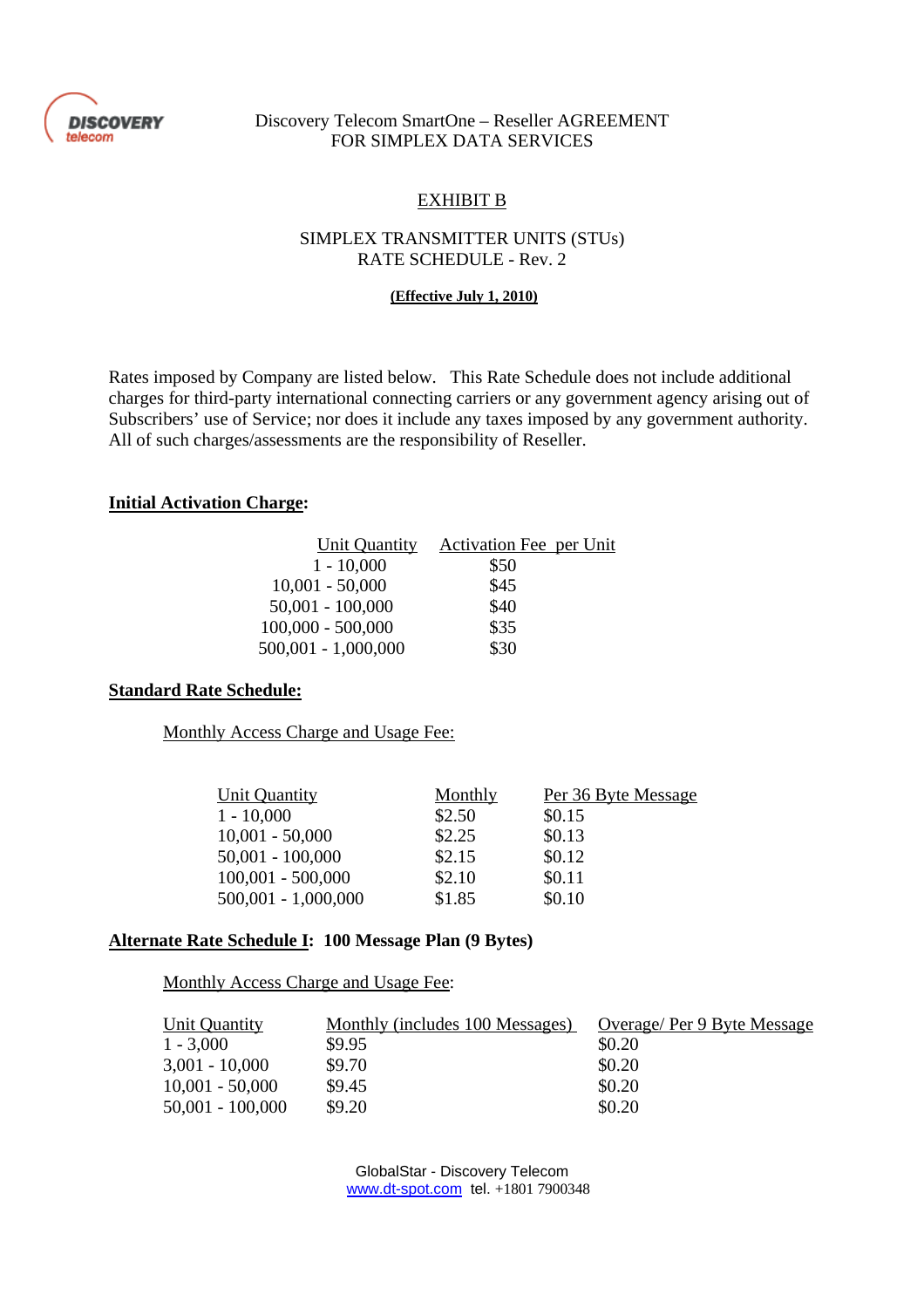Discovery Telecom SmartOne – Reseller AGREEMENT
FOR SIMPLEX DATA SERVICES

# EXHIBIT B

## SIMPLEX TRANSMITTER UNITS (STUs)
## RATE SCHEDULE - Rev. 2

**(Effective July 1, 2010)**

Rates imposed by Company are listed below. This Rate Schedule does not include additional charges for third-party international connecting carriers or any government agency arising out of Subscribers' use of Service; nor does it include any taxes imposed by any government authority. All of such charges/assessments are the responsibility of Reseller.

**Initial Activation Charge:**

| Unit Quantity | Activation Fee per Unit |
|---|---|
| 1 - 10,000 | $50 |
| 10,001 - 50,000 | $45 |
| 50,001 - 100,000 | $40 |
| 100,000 - 500,000 | $35 |
| 500,001 - 1,000,000 | $30 |

**Standard Rate Schedule:**

Monthly Access Charge and Usage Fee:

| Unit Quantity | Monthly | Per 36 Byte Message |
|---|---|---|
| 1 - 10,000 | $2.50 | $0.15 |
| 10,001 - 50,000 | $2.25 | $0.13 |
| 50,001 - 100,000 | $2.15 | $0.12 |
| 100,001 - 500,000 | $2.10 | $0.11 |
| 500,001 - 1,000,000 | $1.85 | $0.10 |

**Alternate Rate Schedule I: 100 Message Plan (9 Bytes)**

Monthly Access Charge and Usage Fee:

| Unit Quantity | Monthly (includes 100 Messages) | Overage/ Per 9 Byte Message |
|---|---|---|
| 1 - 3,000 | $9.95 | $0.20 |
| 3,001 - 10,000 | $9.70 | $0.20 |
| 10,001 - 50,000 | $9.45 | $0.20 |
| 50,001 - 100,000 | $9.20 | $0.20 |

GlobalStar - Discovery Telecom
www.dt-spot.com tel. +1801 7900348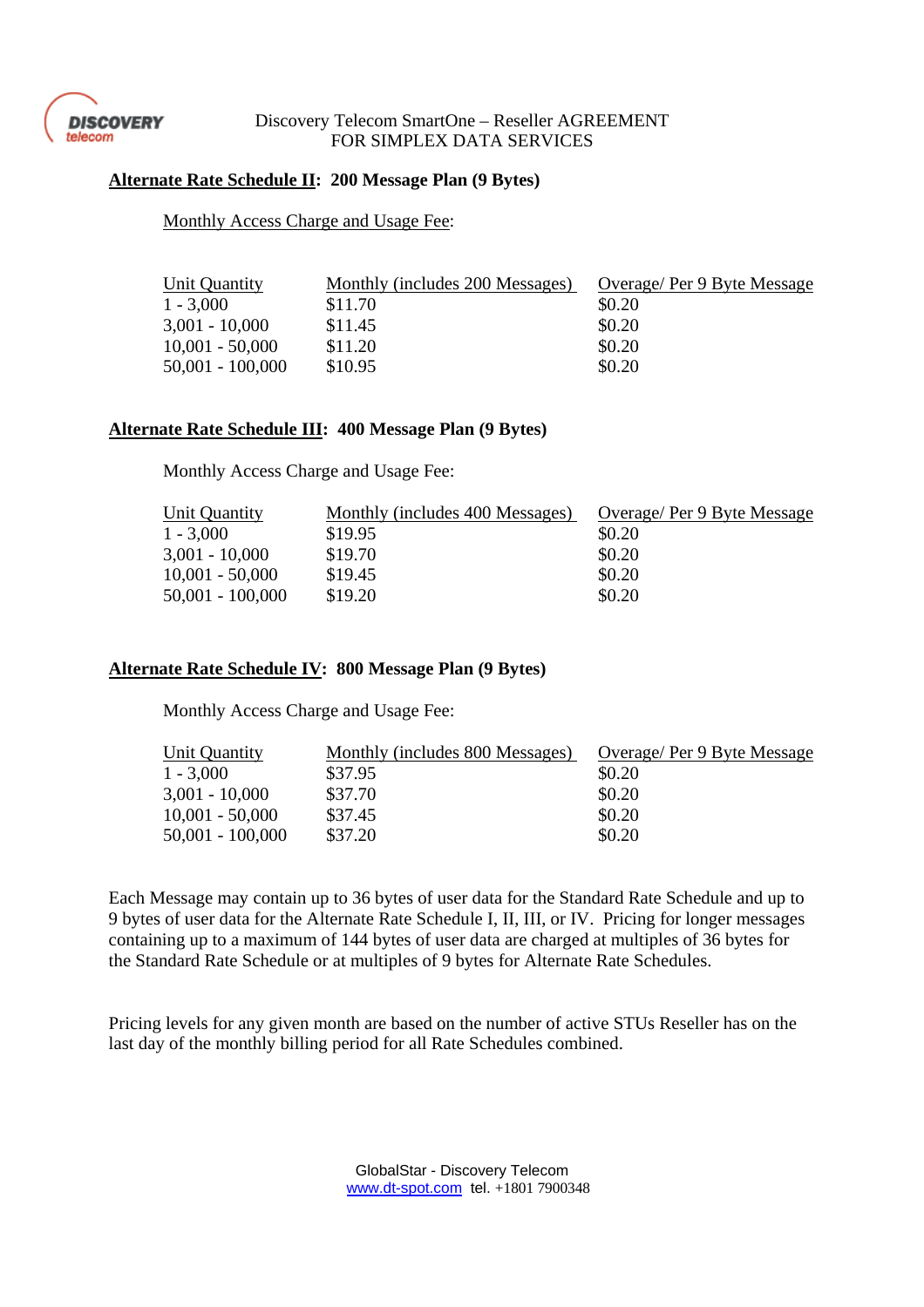Discovery Telecom SmartOne – Reseller AGREEMENT
FOR SIMPLEX DATA SERVICES

**Alternate Rate Schedule II: 200 Message Plan (9 Bytes)**

Monthly Access Charge and Usage Fee:

| Unit Quantity | Monthly (includes 200 Messages) | Overage/ Per 9 Byte Message |
|---|---|---|
| 1 - 3,000 | $11.70 | $0.20 |
| 3,001 - 10,000 | $11.45 | $0.20 |
| 10,001 - 50,000 | $11.20 | $0.20 |
| 50,001 - 100,000 | $10.95 | $0.20 |

**Alternate Rate Schedule III: 400 Message Plan (9 Bytes)**

Monthly Access Charge and Usage Fee:

| Unit Quantity | Monthly (includes 400 Messages) | Overage/ Per 9 Byte Message |
|---|---|---|
| 1 - 3,000 | $19.95 | $0.20 |
| 3,001 - 10,000 | $19.70 | $0.20 |
| 10,001 - 50,000 | $19.45 | $0.20 |
| 50,001 - 100,000 | $19.20 | $0.20 |

**Alternate Rate Schedule IV: 800 Message Plan (9 Bytes)**

Monthly Access Charge and Usage Fee:

| Unit Quantity | Monthly (includes 800 Messages) | Overage/ Per 9 Byte Message |
|---|---|---|
| 1 - 3,000 | $37.95 | $0.20 |
| 3,001 - 10,000 | $37.70 | $0.20 |
| 10,001 - 50,000 | $37.45 | $0.20 |
| 50,001 - 100,000 | $37.20 | $0.20 |

Each Message may contain up to 36 bytes of user data for the Standard Rate Schedule and up to 9 bytes of user data for the Alternate Rate Schedule I, II, III, or IV. Pricing for longer messages containing up to a maximum of 144 bytes of user data are charged at multiples of 36 bytes for the Standard Rate Schedule or at multiples of 9 bytes for Alternate Rate Schedules.

Pricing levels for any given month are based on the number of active STUs Reseller has on the last day of the monthly billing period for all Rate Schedules combined.

GlobalStar - Discovery Telecom
www.dt-spot.com tel. +1801 7900348